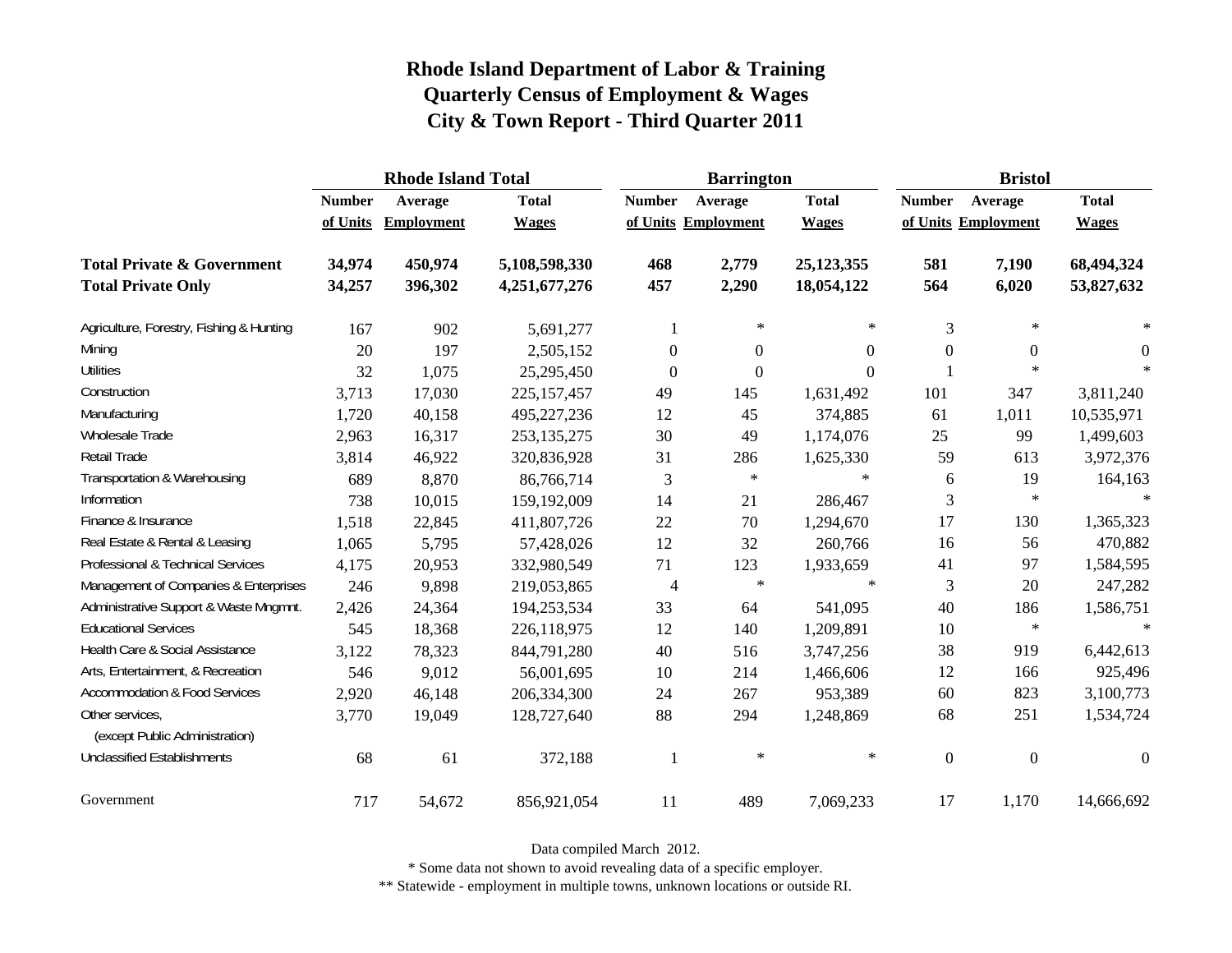# Rhode Island Department of Labor & Training
# Quarterly Census of Employment & Wages
# City & Town Report - Third Quarter 2011

| | Rhode Island Total | | | Barrington | | | Bristol | | |
|---|---|---|---|---|---|---|---|---|---|
| | Number of Units | Average Employment | Total Wages | Number of Units | Average Employment | Total Wages | Number of Units | Average Employment | Total Wages |
| **Total Private & Government** | **34,974** | **450,974** | **5,108,598,330** | **468** | **2,779** | **25,123,355** | **581** | **7,190** | **68,494,324** |
| **Total Private Only** | **34,257** | **396,302** | **4,251,677,276** | **457** | **2,290** | **18,054,122** | **564** | **6,020** | **53,827,632** |
| Agriculture, Forestry, Fishing & Hunting | 167 | 902 | 5,691,277 | 1 | * | * | 3 | * | * |
| Mining | 20 | 197 | 2,505,152 | 0 | 0 | 0 | 0 | 0 | 0 |
| Utilities | 32 | 1,075 | 25,295,450 | 0 | 0 | 0 | 1 | * | * |
| Construction | 3,713 | 17,030 | 225,157,457 | 49 | 145 | 1,631,492 | 101 | 347 | 3,811,240 |
| Manufacturing | 1,720 | 40,158 | 495,227,236 | 12 | 45 | 374,885 | 61 | 1,011 | 10,535,971 |
| Wholesale Trade | 2,963 | 16,317 | 253,135,275 | 30 | 49 | 1,174,076 | 25 | 99 | 1,499,603 |
| Retail Trade | 3,814 | 46,922 | 320,836,928 | 31 | 286 | 1,625,330 | 59 | 613 | 3,972,376 |
| Transportation & Warehousing | 689 | 8,870 | 86,766,714 | 3 | * | * | 6 | 19 | 164,163 |
| Information | 738 | 10,015 | 159,192,009 | 14 | 21 | 286,467 | 3 | * | * |
| Finance & Insurance | 1,518 | 22,845 | 411,807,726 | 22 | 70 | 1,294,670 | 17 | 130 | 1,365,323 |
| Real Estate & Rental & Leasing | 1,065 | 5,795 | 57,428,026 | 12 | 32 | 260,766 | 16 | 56 | 470,882 |
| Professional & Technical Services | 4,175 | 20,953 | 332,980,549 | 71 | 123 | 1,933,659 | 41 | 97 | 1,584,595 |
| Management of Companies & Enterprises | 246 | 9,898 | 219,053,865 | 4 | * | * | 3 | 20 | 247,282 |
| Administrative Support & Waste Mngmnt. | 2,426 | 24,364 | 194,253,534 | 33 | 64 | 541,095 | 40 | 186 | 1,586,751 |
| Educational Services | 545 | 18,368 | 226,118,975 | 12 | 140 | 1,209,891 | 10 | * | * |
| Health Care & Social Assistance | 3,122 | 78,323 | 844,791,280 | 40 | 516 | 3,747,256 | 38 | 919 | 6,442,613 |
| Arts, Entertainment, & Recreation | 546 | 9,012 | 56,001,695 | 10 | 214 | 1,466,606 | 12 | 166 | 925,496 |
| Accommodation & Food Services | 2,920 | 46,148 | 206,334,300 | 24 | 267 | 953,389 | 60 | 823 | 3,100,773 |
| Other services, (except Public Administration) | 3,770 | 19,049 | 128,727,640 | 88 | 294 | 1,248,869 | 68 | 251 | 1,534,724 |
| Unclassified Establishments | 68 | 61 | 372,188 | 1 | * | * | 0 | 0 | 0 |
| Government | 717 | 54,672 | 856,921,054 | 11 | 489 | 7,069,233 | 17 | 1,170 | 14,666,692 |

Data compiled March 2012.

* Some data not shown to avoid revealing data of a specific employer.

** Statewide - employment in multiple towns, unknown locations or outside RI.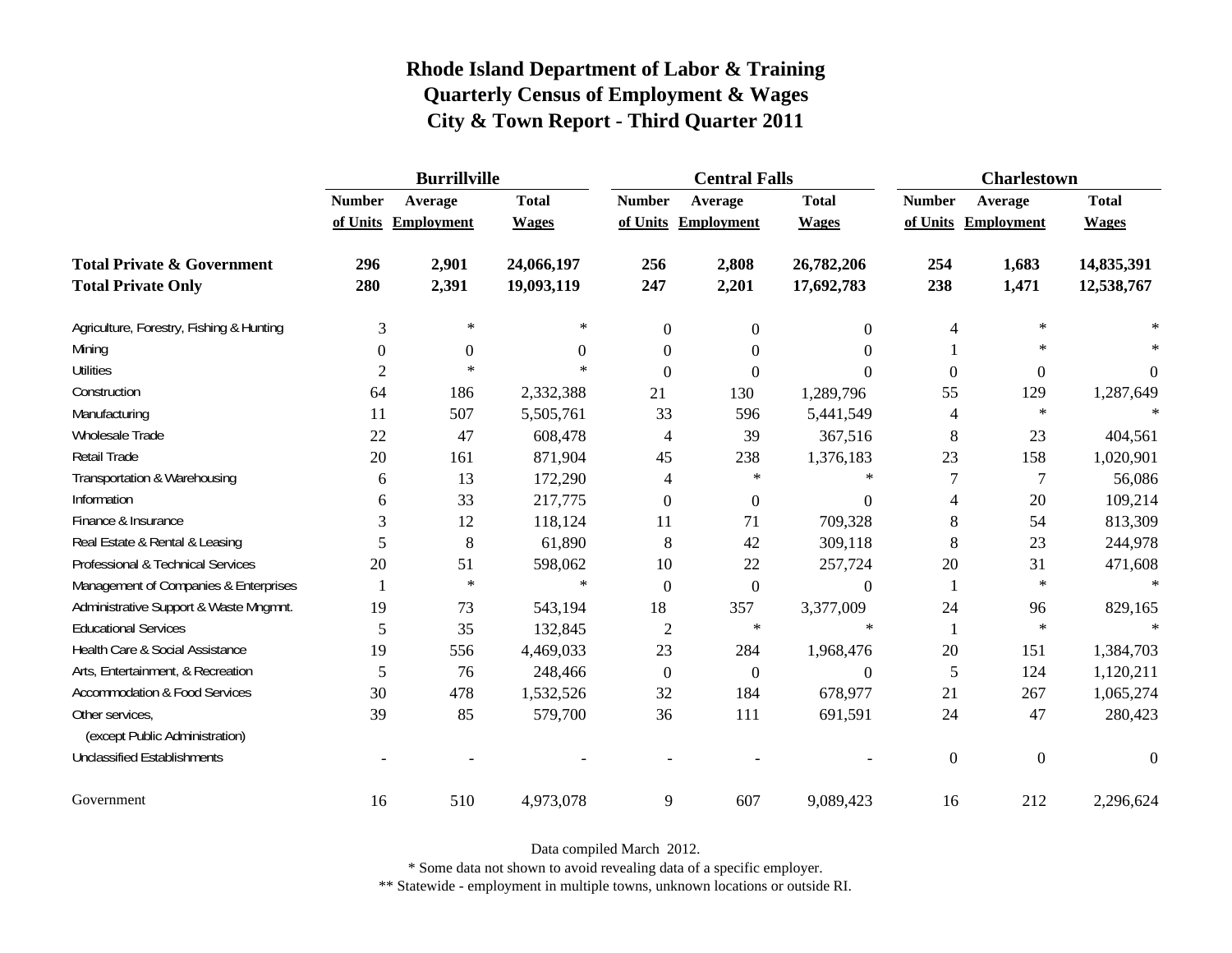# Rhode Island Department of Labor & Training
## Quarterly Census of Employment & Wages
## City & Town Report - Third Quarter 2011

| | Burrillville | | | Central Falls | | | Charlestown | | |
|---|---|---|---|---|---|---|---|---|---|
| | Number of Units | Average Employment | Total Wages | Number of Units | Average Employment | Total Wages | Number of Units | Average Employment | Total Wages |
| **Total Private & Government** | **296** | **2,901** | **24,066,197** | **256** | **2,808** | **26,782,206** | **254** | **1,683** | **14,835,391** |
| **Total Private Only** | **280** | **2,391** | **19,093,119** | **247** | **2,201** | **17,692,783** | **238** | **1,471** | **12,538,767** |
| Agriculture, Forestry, Fishing & Hunting | 3 | * | * | 0 | 0 | 0 | 4 | * | * |
| Mining | 0 | 0 | 0 | 0 | 0 | 0 | 1 | * | * |
| Utilities | 2 | * | * | 0 | 0 | 0 | 0 | 0 | 0 |
| Construction | 64 | 186 | 2,332,388 | 21 | 130 | 1,289,796 | 55 | 129 | 1,287,649 |
| Manufacturing | 11 | 507 | 5,505,761 | 33 | 596 | 5,441,549 | 4 | * | * |
| Wholesale Trade | 22 | 47 | 608,478 | 4 | 39 | 367,516 | 8 | 23 | 404,561 |
| Retail Trade | 20 | 161 | 871,904 | 45 | 238 | 1,376,183 | 23 | 158 | 1,020,901 |
| Transportation & Warehousing | 6 | 13 | 172,290 | 4 | * | * | 7 | 7 | 56,086 |
| Information | 6 | 33 | 217,775 | 0 | 0 | 0 | 4 | 20 | 109,214 |
| Finance & Insurance | 3 | 12 | 118,124 | 11 | 71 | 709,328 | 8 | 54 | 813,309 |
| Real Estate & Rental & Leasing | 5 | 8 | 61,890 | 8 | 42 | 309,118 | 8 | 23 | 244,978 |
| Professional & Technical Services | 20 | 51 | 598,062 | 10 | 22 | 257,724 | 20 | 31 | 471,608 |
| Management of Companies & Enterprises | 1 | * | * | 0 | 0 | 0 | 1 | * | * |
| Administrative Support & Waste Mngmnt. | 19 | 73 | 543,194 | 18 | 357 | 3,377,009 | 24 | 96 | 829,165 |
| Educational Services | 5 | 35 | 132,845 | 2 | * | * | 1 | * | * |
| Health Care & Social Assistance | 19 | 556 | 4,469,033 | 23 | 284 | 1,968,476 | 20 | 151 | 1,384,703 |
| Arts, Entertainment, & Recreation | 5 | 76 | 248,466 | 0 | 0 | 0 | 5 | 124 | 1,120,211 |
| Accommodation & Food Services | 30 | 478 | 1,532,526 | 32 | 184 | 678,977 | 21 | 267 | 1,065,274 |
| Other services, (except Public Administration) | 39 | 85 | 579,700 | 36 | 111 | 691,591 | 24 | 47 | 280,423 |
| Unclassified Establishments | - | - | - | - | - | - | 0 | 0 | 0 |
| Government | 16 | 510 | 4,973,078 | 9 | 607 | 9,089,423 | 16 | 212 | 2,296,624 |

Data compiled March 2012.

* Some data not shown to avoid revealing data of a specific employer.

** Statewide - employment in multiple towns, unknown locations or outside RI.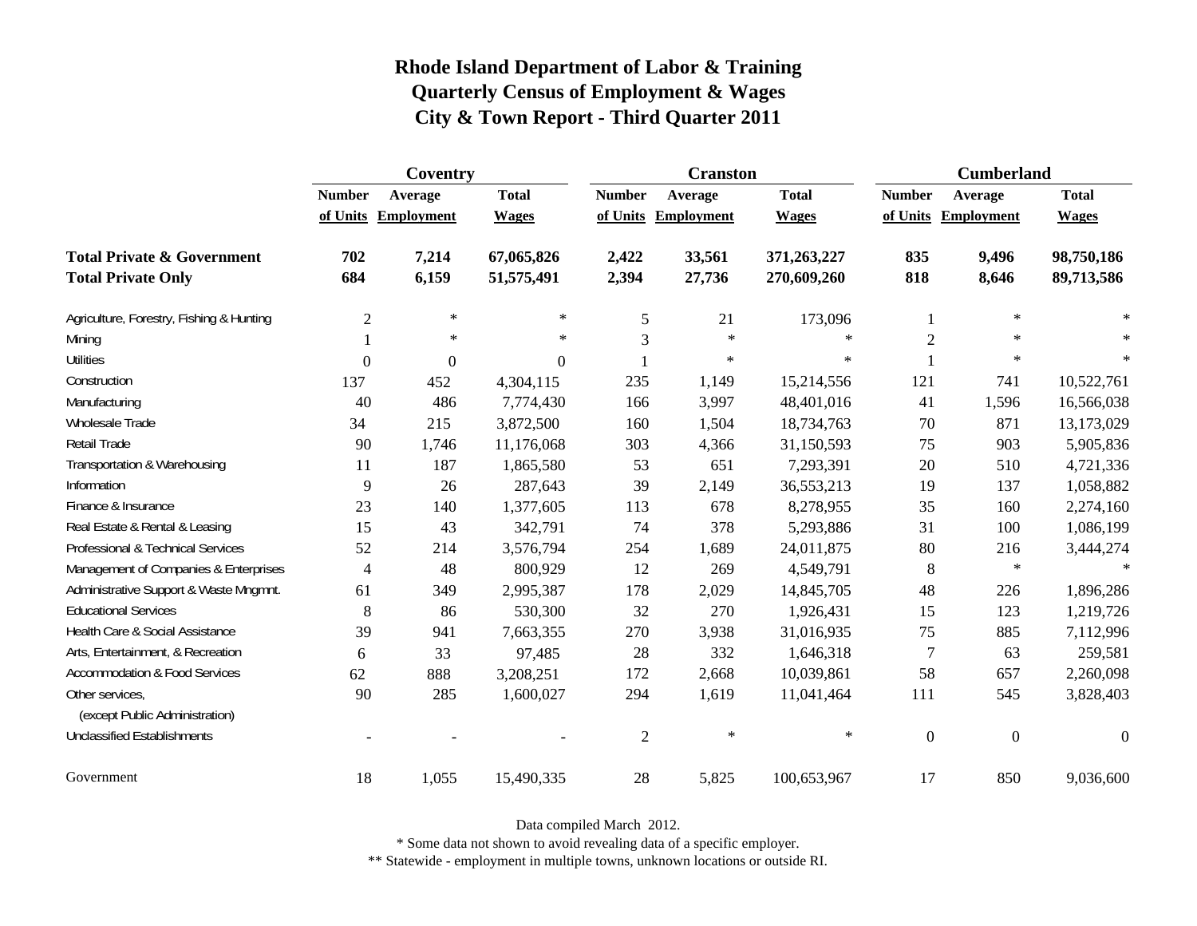# Rhode Island Department of Labor & Training
## Quarterly Census of Employment & Wages
## City & Town Report - Third Quarter 2011

| | Coventry | | | Cranston | | | Cumberland | | |
|---|---|---|---|---|---|---|---|---|---|
| | Number of Units | Average Employment | Total Wages | Number of Units | Average Employment | Total Wages | Number of Units | Average Employment | Total Wages |
| **Total Private & Government** | **702** | **7,214** | **67,065,826** | **2,422** | **33,561** | **371,263,227** | **835** | **9,496** | **98,750,186** |
| **Total Private Only** | **684** | **6,159** | **51,575,491** | **2,394** | **27,736** | **270,609,260** | **818** | **8,646** | **89,713,586** |
| Agriculture, Forestry, Fishing & Hunting | 2 | * | * | 5 | 21 | 173,096 | 1 | * | * |
| Mining | 1 | * | * | 3 | * | * | 2 | * | * |
| Utilities | 0 | 0 | 0 | 1 | * | * | 1 | * | * |
| Construction | 137 | 452 | 4,304,115 | 235 | 1,149 | 15,214,556 | 121 | 741 | 10,522,761 |
| Manufacturing | 40 | 486 | 7,774,430 | 166 | 3,997 | 48,401,016 | 41 | 1,596 | 16,566,038 |
| Wholesale Trade | 34 | 215 | 3,872,500 | 160 | 1,504 | 18,734,763 | 70 | 871 | 13,173,029 |
| Retail Trade | 90 | 1,746 | 11,176,068 | 303 | 4,366 | 31,150,593 | 75 | 903 | 5,905,836 |
| Transportation & Warehousing | 11 | 187 | 1,865,580 | 53 | 651 | 7,293,391 | 20 | 510 | 4,721,336 |
| Information | 9 | 26 | 287,643 | 39 | 2,149 | 36,553,213 | 19 | 137 | 1,058,882 |
| Finance & Insurance | 23 | 140 | 1,377,605 | 113 | 678 | 8,278,955 | 35 | 160 | 2,274,160 |
| Real Estate & Rental & Leasing | 15 | 43 | 342,791 | 74 | 378 | 5,293,886 | 31 | 100 | 1,086,199 |
| Professional & Technical Services | 52 | 214 | 3,576,794 | 254 | 1,689 | 24,011,875 | 80 | 216 | 3,444,274 |
| Management of Companies & Enterprises | 4 | 48 | 800,929 | 12 | 269 | 4,549,791 | 8 | * | * |
| Administrative Support & Waste Mngmnt. | 61 | 349 | 2,995,387 | 178 | 2,029 | 14,845,705 | 48 | 226 | 1,896,286 |
| Educational Services | 8 | 86 | 530,300 | 32 | 270 | 1,926,431 | 15 | 123 | 1,219,726 |
| Health Care & Social Assistance | 39 | 941 | 7,663,355 | 270 | 3,938 | 31,016,935 | 75 | 885 | 7,112,996 |
| Arts, Entertainment, & Recreation | 6 | 33 | 97,485 | 28 | 332 | 1,646,318 | 7 | 63 | 259,581 |
| Accommodation & Food Services | 62 | 888 | 3,208,251 | 172 | 2,668 | 10,039,861 | 58 | 657 | 2,260,098 |
| Other services, (except Public Administration) | 90 | 285 | 1,600,027 | 294 | 1,619 | 11,041,464 | 111 | 545 | 3,828,403 |
| Unclassified Establishments | - | - | - | 2 | * | * | 0 | 0 | 0 |
| Government | 18 | 1,055 | 15,490,335 | 28 | 5,825 | 100,653,967 | 17 | 850 | 9,036,600 |

Data compiled March 2012.

* Some data not shown to avoid revealing data of a specific employer.

** Statewide - employment in multiple towns, unknown locations or outside RI.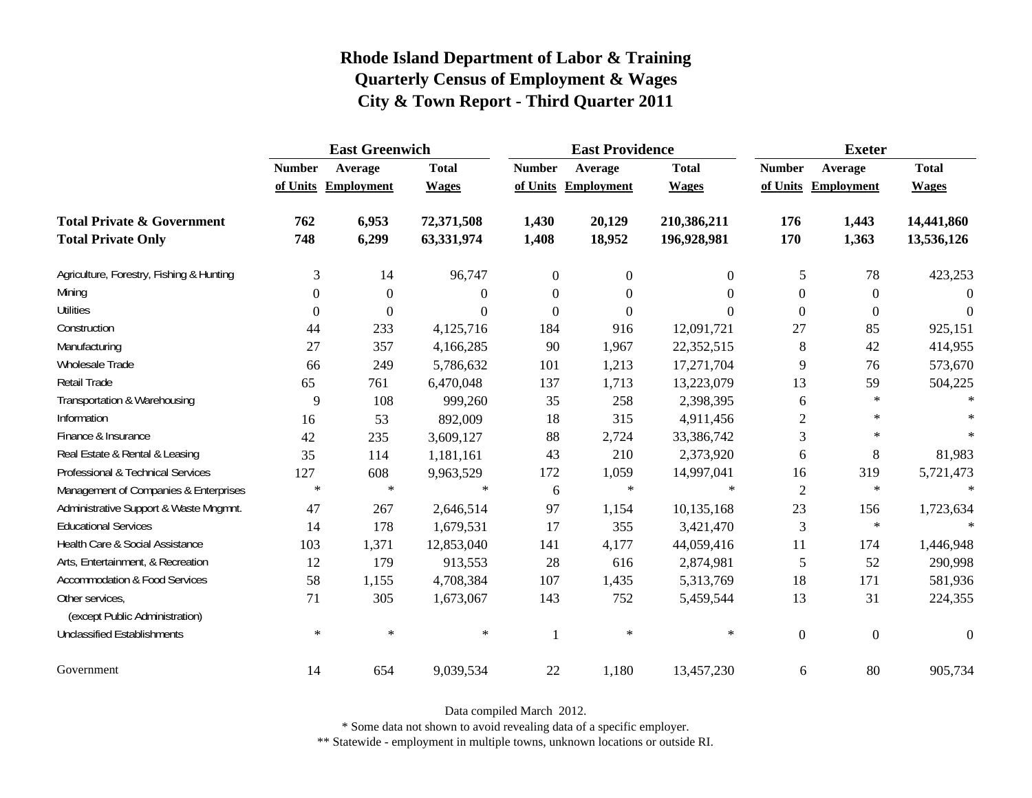# Rhode Island Department of Labor & Training
## Quarterly Census of Employment & Wages
## City & Town Report - Third Quarter 2011

| | East Greenwich | | | East Providence | | | Exeter | | |
|---|---|---|---|---|---|---|---|---|---|
| | Number of Units | Average Employment | Total Wages | Number of Units | Average Employment | Total Wages | Number of Units | Average Employment | Total Wages |
| **Total Private & Government** | **762** | **6,953** | **72,371,508** | **1,430** | **20,129** | **210,386,211** | **176** | **1,443** | **14,441,860** |
| **Total Private Only** | **748** | **6,299** | **63,331,974** | **1,408** | **18,952** | **196,928,981** | **170** | **1,363** | **13,536,126** |
| Agriculture, Forestry, Fishing & Hunting | 3 | 14 | 96,747 | 0 | 0 | 0 | 5 | 78 | 423,253 |
| Mining | 0 | 0 | 0 | 0 | 0 | 0 | 0 | 0 | 0 |
| Utilities | 0 | 0 | 0 | 0 | 0 | 0 | 0 | 0 | 0 |
| Construction | 44 | 233 | 4,125,716 | 184 | 916 | 12,091,721 | 27 | 85 | 925,151 |
| Manufacturing | 27 | 357 | 4,166,285 | 90 | 1,967 | 22,352,515 | 8 | 42 | 414,955 |
| Wholesale Trade | 66 | 249 | 5,786,632 | 101 | 1,213 | 17,271,704 | 9 | 76 | 573,670 |
| Retail Trade | 65 | 761 | 6,470,048 | 137 | 1,713 | 13,223,079 | 13 | 59 | 504,225 |
| Transportation & Warehousing | 9 | 108 | 999,260 | 35 | 258 | 2,398,395 | 6 | * | * |
| Information | 16 | 53 | 892,009 | 18 | 315 | 4,911,456 | 2 | * | * |
| Finance & Insurance | 42 | 235 | 3,609,127 | 88 | 2,724 | 33,386,742 | 3 | * | * |
| Real Estate & Rental & Leasing | 35 | 114 | 1,181,161 | 43 | 210 | 2,373,920 | 6 | 8 | 81,983 |
| Professional & Technical Services | 127 | 608 | 9,963,529 | 172 | 1,059 | 14,997,041 | 16 | 319 | 5,721,473 |
| Management of Companies & Enterprises | * | * | * | 6 | * | * | 2 | * | * |
| Administrative Support & Waste Mngmnt. | 47 | 267 | 2,646,514 | 97 | 1,154 | 10,135,168 | 23 | 156 | 1,723,634 |
| Educational Services | 14 | 178 | 1,679,531 | 17 | 355 | 3,421,470 | 3 | * | * |
| Health Care & Social Assistance | 103 | 1,371 | 12,853,040 | 141 | 4,177 | 44,059,416 | 11 | 174 | 1,446,948 |
| Arts, Entertainment, & Recreation | 12 | 179 | 913,553 | 28 | 616 | 2,874,981 | 5 | 52 | 290,998 |
| Accommodation & Food Services | 58 | 1,155 | 4,708,384 | 107 | 1,435 | 5,313,769 | 18 | 171 | 581,936 |
| Other services, (except Public Administration) | 71 | 305 | 1,673,067 | 143 | 752 | 5,459,544 | 13 | 31 | 224,355 |
| Unclassified Establishments | * | * | * | 1 | * | * | 0 | 0 | 0 |
| Government | 14 | 654 | 9,039,534 | 22 | 1,180 | 13,457,230 | 6 | 80 | 905,734 |

Data compiled March 2012.

* Some data not shown to avoid revealing data of a specific employer.

** Statewide - employment in multiple towns, unknown locations or outside RI.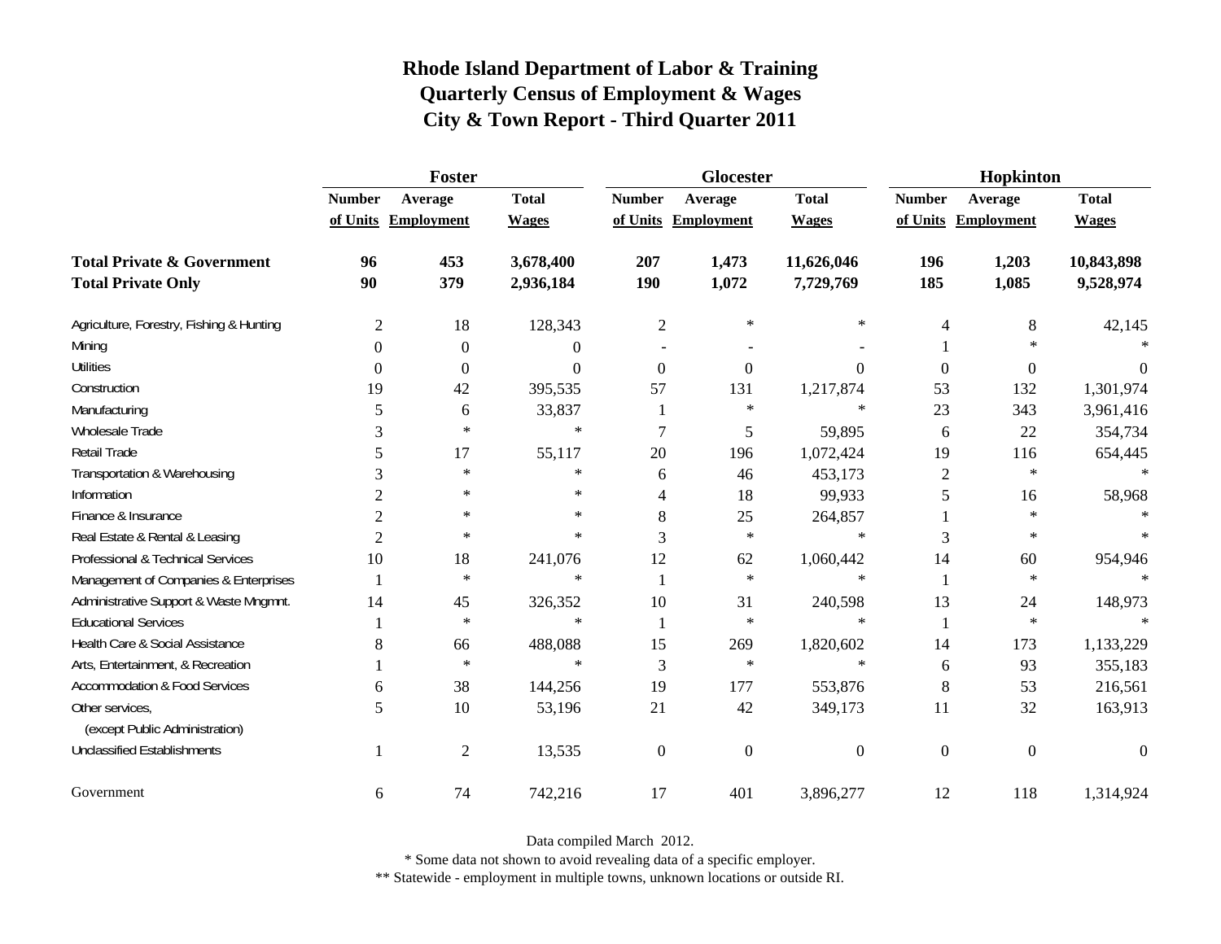# Rhode Island Department of Labor & Training
## Quarterly Census of Employment & Wages
## City & Town Report - Third Quarter 2011

| | Foster | | | Glocester | | | Hopkinton | | |
|---|---|---|---|---|---|---|---|---|---|
| | Number of Units | Average Employment | Total Wages | Number of Units | Average Employment | Total Wages | Number of Units | Average Employment | Total Wages |
| **Total Private & Government** | **96** | **453** | **3,678,400** | **207** | **1,473** | **11,626,046** | **196** | **1,203** | **10,843,898** |
| **Total Private Only** | **90** | **379** | **2,936,184** | **190** | **1,072** | **7,729,769** | **185** | **1,085** | **9,528,974** |
| Agriculture, Forestry, Fishing & Hunting | 2 | 18 | 128,343 | 2 | * | * | 4 | 8 | 42,145 |
| Mining | 0 | 0 | 0 | - | - | - | 1 | * | * |
| Utilities | 0 | 0 | 0 | 0 | 0 | 0 | 0 | 0 | 0 |
| Construction | 19 | 42 | 395,535 | 57 | 131 | 1,217,874 | 53 | 132 | 1,301,974 |
| Manufacturing | 5 | 6 | 33,837 | 1 | * | * | 23 | 343 | 3,961,416 |
| Wholesale Trade | 3 | * | * | 7 | 5 | 59,895 | 6 | 22 | 354,734 |
| Retail Trade | 5 | 17 | 55,117 | 20 | 196 | 1,072,424 | 19 | 116 | 654,445 |
| Transportation & Warehousing | 3 | * | * | 6 | 46 | 453,173 | 2 | * | * |
| Information | 2 | * | * | 4 | 18 | 99,933 | 5 | 16 | 58,968 |
| Finance & Insurance | 2 | * | * | 8 | 25 | 264,857 | 1 | * | * |
| Real Estate & Rental & Leasing | 2 | * | * | 3 | * | * | 3 | * | * |
| Professional & Technical Services | 10 | 18 | 241,076 | 12 | 62 | 1,060,442 | 14 | 60 | 954,946 |
| Management of Companies & Enterprises | 1 | * | * | 1 | * | * | 1 | * | * |
| Administrative Support & Waste Mngmnt. | 14 | 45 | 326,352 | 10 | 31 | 240,598 | 13 | 24 | 148,973 |
| Educational Services | 1 | * | * | 1 | * | * | 1 | * | * |
| Health Care & Social Assistance | 8 | 66 | 488,088 | 15 | 269 | 1,820,602 | 14 | 173 | 1,133,229 |
| Arts, Entertainment, & Recreation | 1 | * | * | 3 | * | * | 6 | 93 | 355,183 |
| Accommodation & Food Services | 6 | 38 | 144,256 | 19 | 177 | 553,876 | 8 | 53 | 216,561 |
| Other services, (except Public Administration) | 5 | 10 | 53,196 | 21 | 42 | 349,173 | 11 | 32 | 163,913 |
| Unclassified Establishments | 1 | 2 | 13,535 | 0 | 0 | 0 | 0 | 0 | 0 |
| Government | 6 | 74 | 742,216 | 17 | 401 | 3,896,277 | 12 | 118 | 1,314,924 |

Data compiled March 2012.

* Some data not shown to avoid revealing data of a specific employer.

** Statewide - employment in multiple towns, unknown locations or outside RI.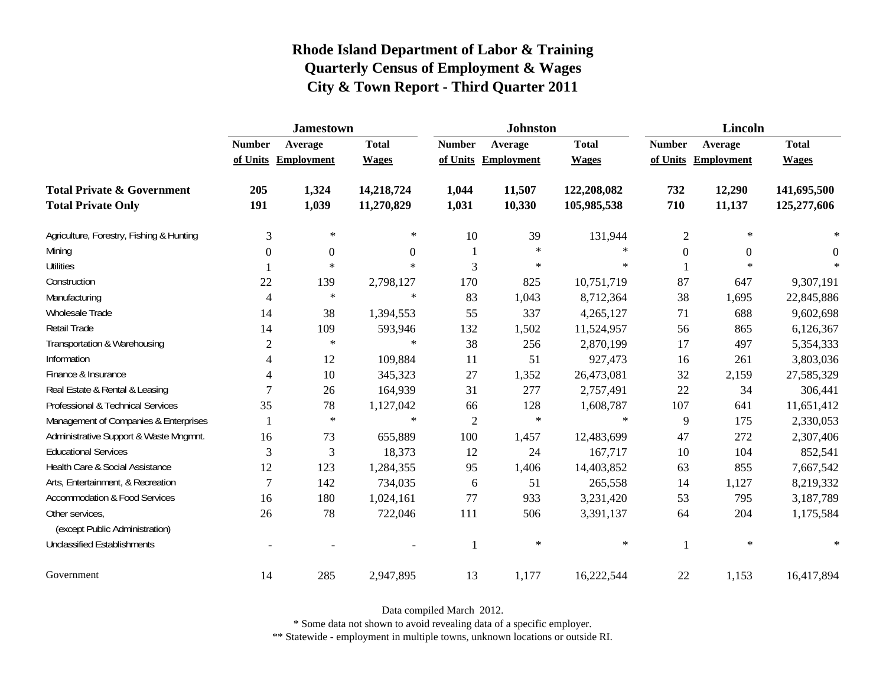# Rhode Island Department of Labor & Training
## Quarterly Census of Employment & Wages
## City & Town Report - Third Quarter 2011

| | Jamestown | | | Johnston | | | Lincoln | | |
|---|---|---|---|---|---|---|---|---|---|
| | Number of Units | Average Employment | Total Wages | Number of Units | Average Employment | Total Wages | Number of Units | Average Employment | Total Wages |
| **Total Private & Government** | **205** | **1,324** | **14,218,724** | **1,044** | **11,507** | **122,208,082** | **732** | **12,290** | **141,695,500** |
| **Total Private Only** | **191** | **1,039** | **11,270,829** | **1,031** | **10,330** | **105,985,538** | **710** | **11,137** | **125,277,606** |
| Agriculture, Forestry, Fishing & Hunting | 3 | * | * | 10 | 39 | 131,944 | 2 | * | * |
| Mining | 0 | 0 | 0 | 1 | * | * | 0 | 0 | 0 |
| Utilities | 1 | * | * | 3 | * | * | 1 | * | * |
| Construction | 22 | 139 | 2,798,127 | 170 | 825 | 10,751,719 | 87 | 647 | 9,307,191 |
| Manufacturing | 4 | * | * | 83 | 1,043 | 8,712,364 | 38 | 1,695 | 22,845,886 |
| Wholesale Trade | 14 | 38 | 1,394,553 | 55 | 337 | 4,265,127 | 71 | 688 | 9,602,698 |
| Retail Trade | 14 | 109 | 593,946 | 132 | 1,502 | 11,524,957 | 56 | 865 | 6,126,367 |
| Transportation & Warehousing | 2 | * | * | 38 | 256 | 2,870,199 | 17 | 497 | 5,354,333 |
| Information | 4 | 12 | 109,884 | 11 | 51 | 927,473 | 16 | 261 | 3,803,036 |
| Finance & Insurance | 4 | 10 | 345,323 | 27 | 1,352 | 26,473,081 | 32 | 2,159 | 27,585,329 |
| Real Estate & Rental & Leasing | 7 | 26 | 164,939 | 31 | 277 | 2,757,491 | 22 | 34 | 306,441 |
| Professional & Technical Services | 35 | 78 | 1,127,042 | 66 | 128 | 1,608,787 | 107 | 641 | 11,651,412 |
| Management of Companies & Enterprises | 1 | * | * | 2 | * | * | 9 | 175 | 2,330,053 |
| Administrative Support & Waste Mngmnt. | 16 | 73 | 655,889 | 100 | 1,457 | 12,483,699 | 47 | 272 | 2,307,406 |
| Educational Services | 3 | 3 | 18,373 | 12 | 24 | 167,717 | 10 | 104 | 852,541 |
| Health Care & Social Assistance | 12 | 123 | 1,284,355 | 95 | 1,406 | 14,403,852 | 63 | 855 | 7,667,542 |
| Arts, Entertainment, & Recreation | 7 | 142 | 734,035 | 6 | 51 | 265,558 | 14 | 1,127 | 8,219,332 |
| Accommodation & Food Services | 16 | 180 | 1,024,161 | 77 | 933 | 3,231,420 | 53 | 795 | 3,187,789 |
| Other services, (except Public Administration) | 26 | 78 | 722,046 | 111 | 506 | 3,391,137 | 64 | 204 | 1,175,584 |
| Unclassified Establishments | - | - | - | 1 | * | * | 1 | * | * |
| Government | 14 | 285 | 2,947,895 | 13 | 1,177 | 16,222,544 | 22 | 1,153 | 16,417,894 |

Data compiled March 2012.

* Some data not shown to avoid revealing data of a specific employer.

** Statewide - employment in multiple towns, unknown locations or outside RI.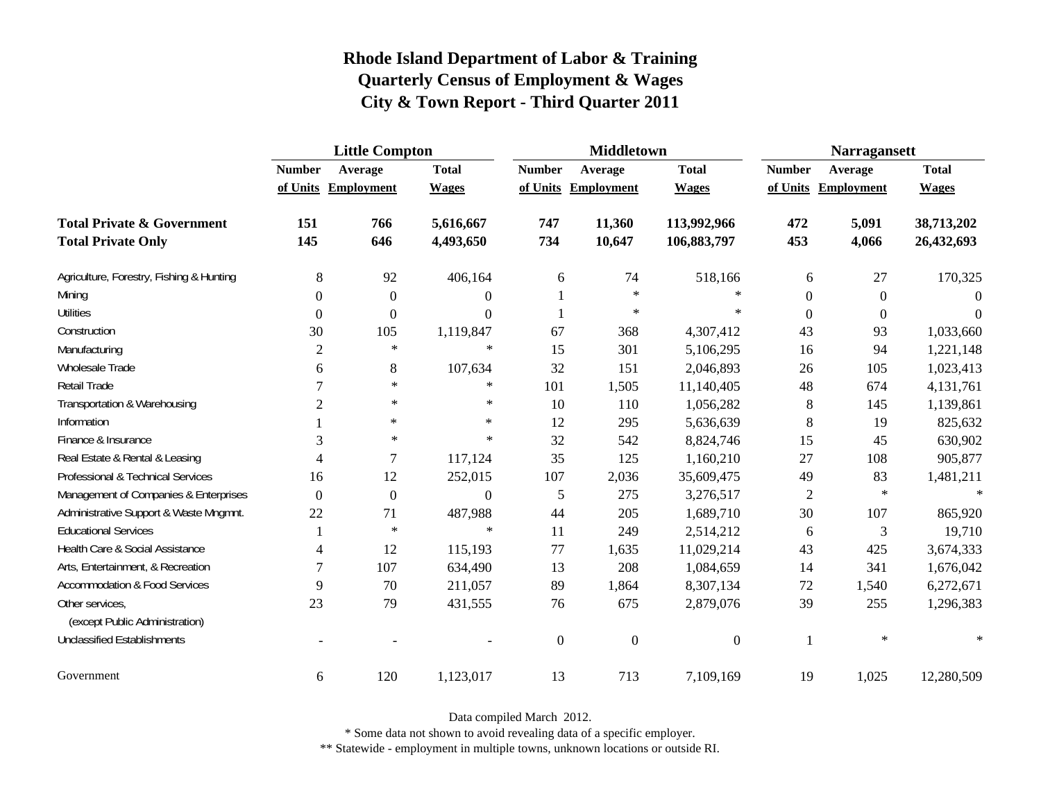# Rhode Island Department of Labor & Training
# Quarterly Census of Employment & Wages
# City & Town Report - Third Quarter 2011

| | Little Compton | | | Middletown | | | Narragansett | | |
|---|---|---|---|---|---|---|---|---|---|
| | Number of Units | Average Employment | Total Wages | Number of Units | Average Employment | Total Wages | Number of Units | Average Employment | Total Wages |
| **Total Private & Government** | **151** | **766** | **5,616,667** | **747** | **11,360** | **113,992,966** | **472** | **5,091** | **38,713,202** |
| **Total Private Only** | **145** | **646** | **4,493,650** | **734** | **10,647** | **106,883,797** | **453** | **4,066** | **26,432,693** |
| Agriculture, Forestry, Fishing & Hunting | 8 | 92 | 406,164 | 6 | 74 | 518,166 | 6 | 27 | 170,325 |
| Mining | 0 | 0 | 0 | 1 | * | * | 0 | 0 | 0 |
| Utilities | 0 | 0 | 0 | 1 | * | * | 0 | 0 | 0 |
| Construction | 30 | 105 | 1,119,847 | 67 | 368 | 4,307,412 | 43 | 93 | 1,033,660 |
| Manufacturing | 2 | * | * | 15 | 301 | 5,106,295 | 16 | 94 | 1,221,148 |
| Wholesale Trade | 6 | 8 | 107,634 | 32 | 151 | 2,046,893 | 26 | 105 | 1,023,413 |
| Retail Trade | 7 | * | * | 101 | 1,505 | 11,140,405 | 48 | 674 | 4,131,761 |
| Transportation & Warehousing | 2 | * | * | 10 | 110 | 1,056,282 | 8 | 145 | 1,139,861 |
| Information | 1 | * | * | 12 | 295 | 5,636,639 | 8 | 19 | 825,632 |
| Finance & Insurance | 3 | * | * | 32 | 542 | 8,824,746 | 15 | 45 | 630,902 |
| Real Estate & Rental & Leasing | 4 | 7 | 117,124 | 35 | 125 | 1,160,210 | 27 | 108 | 905,877 |
| Professional & Technical Services | 16 | 12 | 252,015 | 107 | 2,036 | 35,609,475 | 49 | 83 | 1,481,211 |
| Management of Companies & Enterprises | 0 | 0 | 0 | 5 | 275 | 3,276,517 | 2 | * | * |
| Administrative Support & Waste Mngmnt. | 22 | 71 | 487,988 | 44 | 205 | 1,689,710 | 30 | 107 | 865,920 |
| Educational Services | 1 | * | * | 11 | 249 | 2,514,212 | 6 | 3 | 19,710 |
| Health Care & Social Assistance | 4 | 12 | 115,193 | 77 | 1,635 | 11,029,214 | 43 | 425 | 3,674,333 |
| Arts, Entertainment, & Recreation | 7 | 107 | 634,490 | 13 | 208 | 1,084,659 | 14 | 341 | 1,676,042 |
| Accommodation & Food Services | 9 | 70 | 211,057 | 89 | 1,864 | 8,307,134 | 72 | 1,540 | 6,272,671 |
| Other services, (except Public Administration) | 23 | 79 | 431,555 | 76 | 675 | 2,879,076 | 39 | 255 | 1,296,383 |
| Unclassified Establishments | - | - | - | 0 | 0 | 0 | 1 | * | * |
| Government | 6 | 120 | 1,123,017 | 13 | 713 | 7,109,169 | 19 | 1,025 | 12,280,509 |

Data compiled March 2012.

* Some data not shown to avoid revealing data of a specific employer.

** Statewide - employment in multiple towns, unknown locations or outside RI.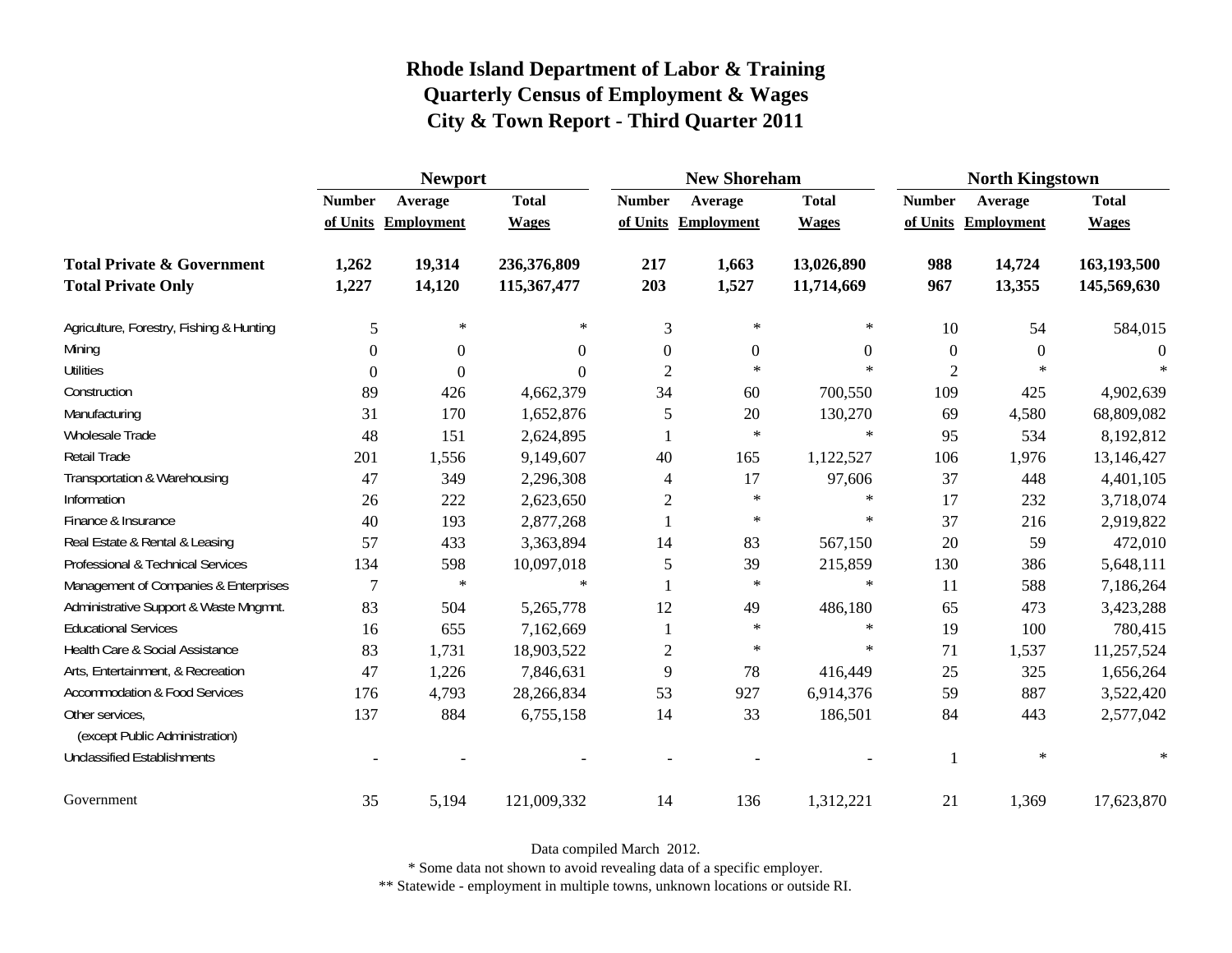# Rhode Island Department of Labor & Training
## Quarterly Census of Employment & Wages
## City & Town Report - Third Quarter 2011

| | Newport | | | New Shoreham | | | North Kingstown | | |
|---|---|---|---|---|---|---|---|---|---|
| | Number of Units | Average Employment | Total Wages | Number of Units | Average Employment | Total Wages | Number of Units | Average Employment | Total Wages |
| **Total Private & Government** | **1,262** | **19,314** | **236,376,809** | **217** | **1,663** | **13,026,890** | **988** | **14,724** | **163,193,500** |
| **Total Private Only** | **1,227** | **14,120** | **115,367,477** | **203** | **1,527** | **11,714,669** | **967** | **13,355** | **145,569,630** |
| Agriculture, Forestry, Fishing & Hunting | 5 | * | * | 3 | * | * | 10 | 54 | 584,015 |
| Mining | 0 | 0 | 0 | 0 | 0 | 0 | 0 | 0 | 0 |
| Utilities | 0 | 0 | 0 | 2 | * | * | 2 | * | * |
| Construction | 89 | 426 | 4,662,379 | 34 | 60 | 700,550 | 109 | 425 | 4,902,639 |
| Manufacturing | 31 | 170 | 1,652,876 | 5 | 20 | 130,270 | 69 | 4,580 | 68,809,082 |
| Wholesale Trade | 48 | 151 | 2,624,895 | 1 | * | * | 95 | 534 | 8,192,812 |
| Retail Trade | 201 | 1,556 | 9,149,607 | 40 | 165 | 1,122,527 | 106 | 1,976 | 13,146,427 |
| Transportation & Warehousing | 47 | 349 | 2,296,308 | 4 | 17 | 97,606 | 37 | 448 | 4,401,105 |
| Information | 26 | 222 | 2,623,650 | 2 | * | * | 17 | 232 | 3,718,074 |
| Finance & Insurance | 40 | 193 | 2,877,268 | 1 | * | * | 37 | 216 | 2,919,822 |
| Real Estate & Rental & Leasing | 57 | 433 | 3,363,894 | 14 | 83 | 567,150 | 20 | 59 | 472,010 |
| Professional & Technical Services | 134 | 598 | 10,097,018 | 5 | 39 | 215,859 | 130 | 386 | 5,648,111 |
| Management of Companies & Enterprises | 7 | * | * | 1 | * | * | 11 | 588 | 7,186,264 |
| Administrative Support & Waste Mngmnt. | 83 | 504 | 5,265,778 | 12 | 49 | 486,180 | 65 | 473 | 3,423,288 |
| Educational Services | 16 | 655 | 7,162,669 | 1 | * | * | 19 | 100 | 780,415 |
| Health Care & Social Assistance | 83 | 1,731 | 18,903,522 | 2 | * | * | 71 | 1,537 | 11,257,524 |
| Arts, Entertainment, & Recreation | 47 | 1,226 | 7,846,631 | 9 | 78 | 416,449 | 25 | 325 | 1,656,264 |
| Accommodation & Food Services | 176 | 4,793 | 28,266,834 | 53 | 927 | 6,914,376 | 59 | 887 | 3,522,420 |
| Other services, (except Public Administration) | 137 | 884 | 6,755,158 | 14 | 33 | 186,501 | 84 | 443 | 2,577,042 |
| Unclassified Establishments | - | - | - | - | - | - | 1 | * | * |
| Government | 35 | 5,194 | 121,009,332 | 14 | 136 | 1,312,221 | 21 | 1,369 | 17,623,870 |

Data compiled March 2012.

\* Some data not shown to avoid revealing data of a specific employer.

\*\* Statewide - employment in multiple towns, unknown locations or outside RI.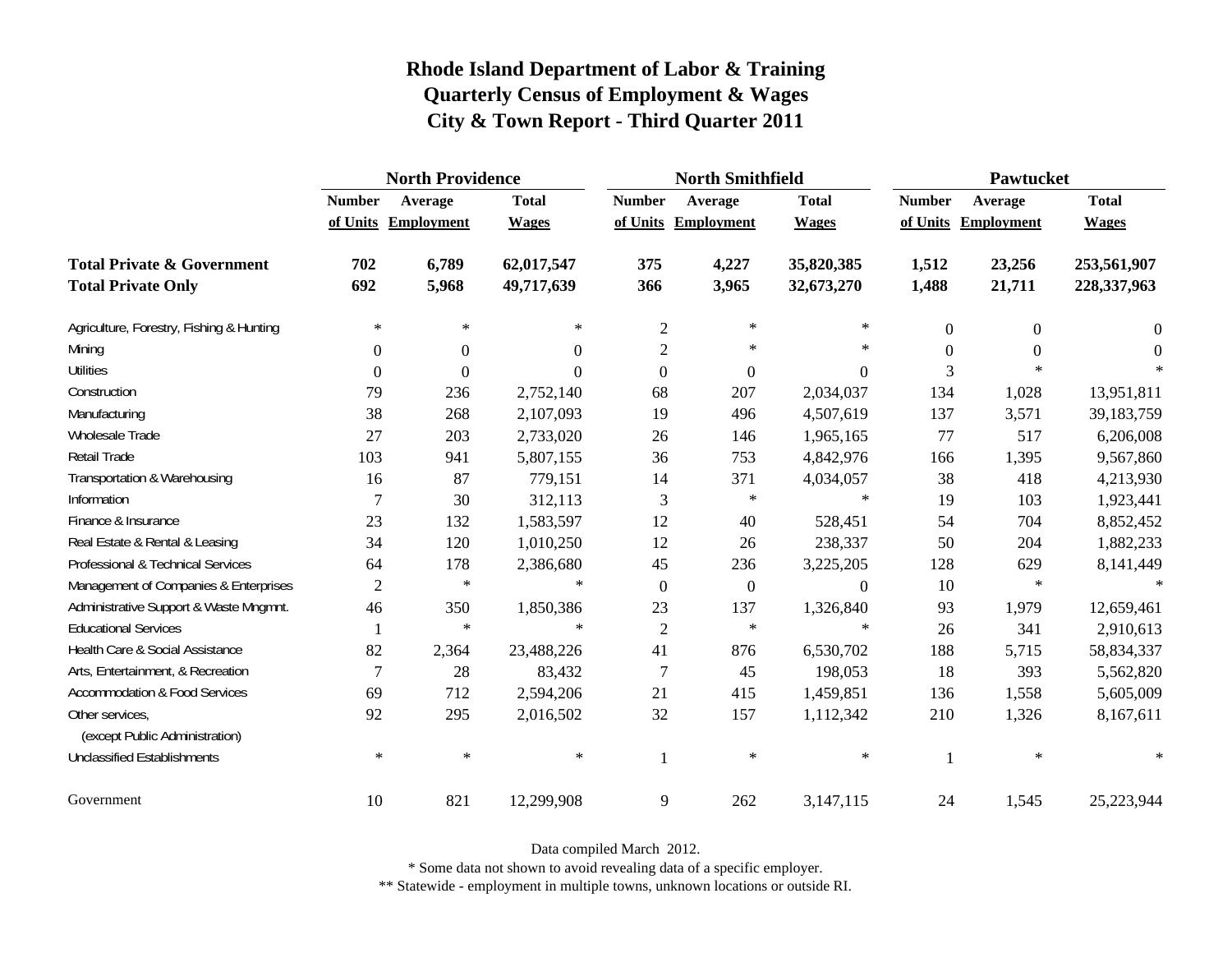# Rhode Island Department of Labor & Training
## Quarterly Census of Employment & Wages
## City & Town Report - Third Quarter 2011

| | North Providence | | | North Smithfield | | | Pawtucket | | |
|---|---|---|---|---|---|---|---|---|---|
| | Number of Units | Average Employment | Total Wages | Number of Units | Average Employment | Total Wages | Number of Units | Average Employment | Total Wages |
| **Total Private & Government** | **702** | **6,789** | **62,017,547** | **375** | **4,227** | **35,820,385** | **1,512** | **23,256** | **253,561,907** |
| **Total Private Only** | **692** | **5,968** | **49,717,639** | **366** | **3,965** | **32,673,270** | **1,488** | **21,711** | **228,337,963** |
| Agriculture, Forestry, Fishing & Hunting | * | * | * | 2 | * | * | 0 | 0 | 0 |
| Mining | 0 | 0 | 0 | 2 | * | * | 0 | 0 | 0 |
| Utilities | 0 | 0 | 0 | 0 | 0 | 0 | 3 | * | * |
| Construction | 79 | 236 | 2,752,140 | 68 | 207 | 2,034,037 | 134 | 1,028 | 13,951,811 |
| Manufacturing | 38 | 268 | 2,107,093 | 19 | 496 | 4,507,619 | 137 | 3,571 | 39,183,759 |
| Wholesale Trade | 27 | 203 | 2,733,020 | 26 | 146 | 1,965,165 | 77 | 517 | 6,206,008 |
| Retail Trade | 103 | 941 | 5,807,155 | 36 | 753 | 4,842,976 | 166 | 1,395 | 9,567,860 |
| Transportation & Warehousing | 16 | 87 | 779,151 | 14 | 371 | 4,034,057 | 38 | 418 | 4,213,930 |
| Information | 7 | 30 | 312,113 | 3 | * | * | 19 | 103 | 1,923,441 |
| Finance & Insurance | 23 | 132 | 1,583,597 | 12 | 40 | 528,451 | 54 | 704 | 8,852,452 |
| Real Estate & Rental & Leasing | 34 | 120 | 1,010,250 | 12 | 26 | 238,337 | 50 | 204 | 1,882,233 |
| Professional & Technical Services | 64 | 178 | 2,386,680 | 45 | 236 | 3,225,205 | 128 | 629 | 8,141,449 |
| Management of Companies & Enterprises | 2 | * | * | 0 | 0 | 0 | 10 | * | * |
| Administrative Support & Waste Mngmnt. | 46 | 350 | 1,850,386 | 23 | 137 | 1,326,840 | 93 | 1,979 | 12,659,461 |
| Educational Services | 1 | * | * | 2 | * | * | 26 | 341 | 2,910,613 |
| Health Care & Social Assistance | 82 | 2,364 | 23,488,226 | 41 | 876 | 6,530,702 | 188 | 5,715 | 58,834,337 |
| Arts, Entertainment, & Recreation | 7 | 28 | 83,432 | 7 | 45 | 198,053 | 18 | 393 | 5,562,820 |
| Accommodation & Food Services | 69 | 712 | 2,594,206 | 21 | 415 | 1,459,851 | 136 | 1,558 | 5,605,009 |
| Other services, (except Public Administration) | 92 | 295 | 2,016,502 | 32 | 157 | 1,112,342 | 210 | 1,326 | 8,167,611 |
| Unclassified Establishments | * | * | * | 1 | * | * | 1 | * | * |
| Government | 10 | 821 | 12,299,908 | 9 | 262 | 3,147,115 | 24 | 1,545 | 25,223,944 |

Data compiled March 2012.

* Some data not shown to avoid revealing data of a specific employer.

** Statewide - employment in multiple towns, unknown locations or outside RI.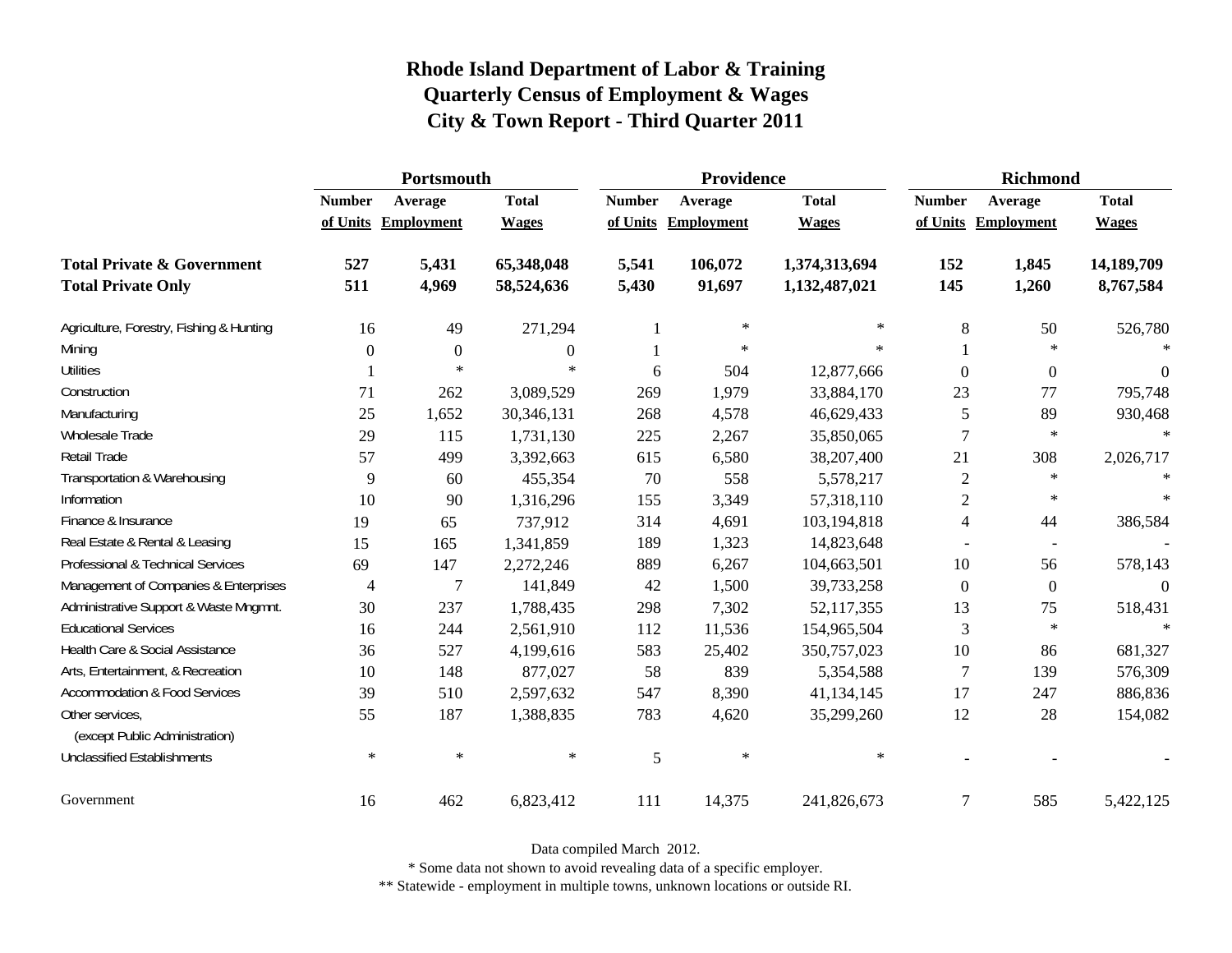# Rhode Island Department of Labor & Training
## Quarterly Census of Employment & Wages
## City & Town Report - Third Quarter 2011

| | Portsmouth | | | Providence | | | Richmond | | |
|---|---|---|---|---|---|---|---|---|---|
| | Number of Units | Average Employment | Total Wages | Number of Units | Average Employment | Total Wages | Number of Units | Average Employment | Total Wages |
| **Total Private & Government** | **527** | **5,431** | **65,348,048** | **5,541** | **106,072** | **1,374,313,694** | **152** | **1,845** | **14,189,709** |
| **Total Private Only** | **511** | **4,969** | **58,524,636** | **5,430** | **91,697** | **1,132,487,021** | **145** | **1,260** | **8,767,584** |
| Agriculture, Forestry, Fishing & Hunting | 16 | 49 | 271,294 | 1 | * | * | 8 | 50 | 526,780 |
| Mining | 0 | 0 | 0 | 1 | * | * | 1 | * | * |
| Utilities | 1 | * | * | 6 | 504 | 12,877,666 | 0 | 0 | 0 |
| Construction | 71 | 262 | 3,089,529 | 269 | 1,979 | 33,884,170 | 23 | 77 | 795,748 |
| Manufacturing | 25 | 1,652 | 30,346,131 | 268 | 4,578 | 46,629,433 | 5 | 89 | 930,468 |
| Wholesale Trade | 29 | 115 | 1,731,130 | 225 | 2,267 | 35,850,065 | 7 | * | * |
| Retail Trade | 57 | 499 | 3,392,663 | 615 | 6,580 | 38,207,400 | 21 | 308 | 2,026,717 |
| Transportation & Warehousing | 9 | 60 | 455,354 | 70 | 558 | 5,578,217 | 2 | * | * |
| Information | 10 | 90 | 1,316,296 | 155 | 3,349 | 57,318,110 | 2 | * | * |
| Finance & Insurance | 19 | 65 | 737,912 | 314 | 4,691 | 103,194,818 | 4 | 44 | 386,584 |
| Real Estate & Rental & Leasing | 15 | 165 | 1,341,859 | 189 | 1,323 | 14,823,648 | - | - | - |
| Professional & Technical Services | 69 | 147 | 2,272,246 | 889 | 6,267 | 104,663,501 | 10 | 56 | 578,143 |
| Management of Companies & Enterprises | 4 | 7 | 141,849 | 42 | 1,500 | 39,733,258 | 0 | 0 | 0 |
| Administrative Support & Waste Mngmnt. | 30 | 237 | 1,788,435 | 298 | 7,302 | 52,117,355 | 13 | 75 | 518,431 |
| Educational Services | 16 | 244 | 2,561,910 | 112 | 11,536 | 154,965,504 | 3 | * | * |
| Health Care & Social Assistance | 36 | 527 | 4,199,616 | 583 | 25,402 | 350,757,023 | 10 | 86 | 681,327 |
| Arts, Entertainment, & Recreation | 10 | 148 | 877,027 | 58 | 839 | 5,354,588 | 7 | 139 | 576,309 |
| Accommodation & Food Services | 39 | 510 | 2,597,632 | 547 | 8,390 | 41,134,145 | 17 | 247 | 886,836 |
| Other services, (except Public Administration) | 55 | 187 | 1,388,835 | 783 | 4,620 | 35,299,260 | 12 | 28 | 154,082 |
| Unclassified Establishments | * | * | * | 5 | * | * | - | - | - |
| Government | 16 | 462 | 6,823,412 | 111 | 14,375 | 241,826,673 | 7 | 585 | 5,422,125 |

Data compiled March 2012.

* Some data not shown to avoid revealing data of a specific employer.

** Statewide - employment in multiple towns, unknown locations or outside RI.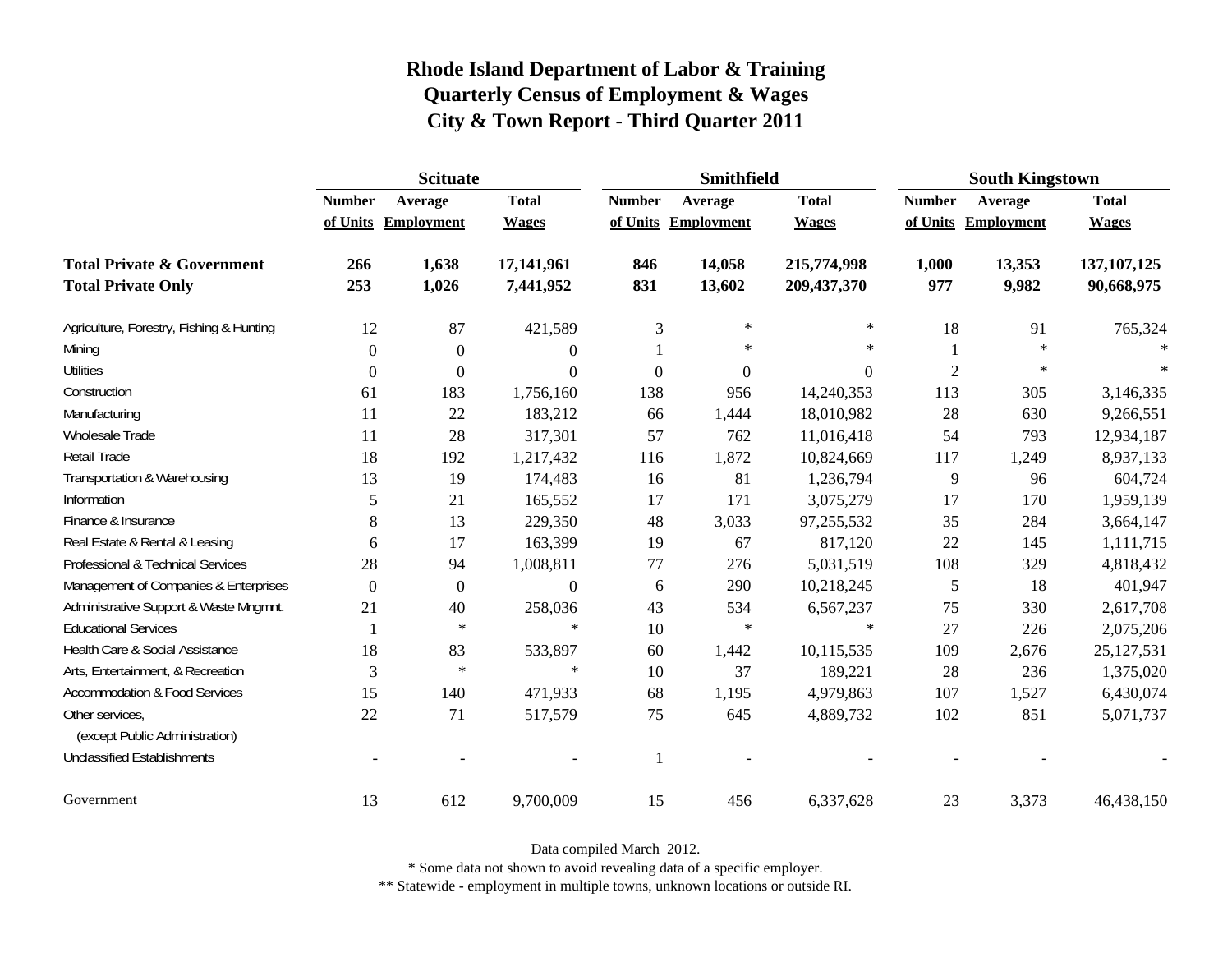# Rhode Island Department of Labor & Training
## Quarterly Census of Employment & Wages
## City & Town Report - Third Quarter 2011

| | Scituate | | | Smithfield | | | South Kingstown | | |
|---|---|---|---|---|---|---|---|---|---|
| | Number of Units | Average Employment | Total Wages | Number of Units | Average Employment | Total Wages | Number of Units | Average Employment | Total Wages |
| **Total Private & Government** | **266** | **1,638** | **17,141,961** | **846** | **14,058** | **215,774,998** | **1,000** | **13,353** | **137,107,125** |
| **Total Private Only** | **253** | **1,026** | **7,441,952** | **831** | **13,602** | **209,437,370** | **977** | **9,982** | **90,668,975** |
| Agriculture, Forestry, Fishing & Hunting | 12 | 87 | 421,589 | 3 | * | * | 18 | 91 | 765,324 |
| Mining | 0 | 0 | 0 | 1 | * | * | 1 | * | * |
| Utilities | 0 | 0 | 0 | 0 | 0 | 0 | 2 | * | * |
| Construction | 61 | 183 | 1,756,160 | 138 | 956 | 14,240,353 | 113 | 305 | 3,146,335 |
| Manufacturing | 11 | 22 | 183,212 | 66 | 1,444 | 18,010,982 | 28 | 630 | 9,266,551 |
| Wholesale Trade | 11 | 28 | 317,301 | 57 | 762 | 11,016,418 | 54 | 793 | 12,934,187 |
| Retail Trade | 18 | 192 | 1,217,432 | 116 | 1,872 | 10,824,669 | 117 | 1,249 | 8,937,133 |
| Transportation & Warehousing | 13 | 19 | 174,483 | 16 | 81 | 1,236,794 | 9 | 96 | 604,724 |
| Information | 5 | 21 | 165,552 | 17 | 171 | 3,075,279 | 17 | 170 | 1,959,139 |
| Finance & Insurance | 8 | 13 | 229,350 | 48 | 3,033 | 97,255,532 | 35 | 284 | 3,664,147 |
| Real Estate & Rental & Leasing | 6 | 17 | 163,399 | 19 | 67 | 817,120 | 22 | 145 | 1,111,715 |
| Professional & Technical Services | 28 | 94 | 1,008,811 | 77 | 276 | 5,031,519 | 108 | 329 | 4,818,432 |
| Management of Companies & Enterprises | 0 | 0 | 0 | 6 | 290 | 10,218,245 | 5 | 18 | 401,947 |
| Administrative Support & Waste Mngmnt. | 21 | 40 | 258,036 | 43 | 534 | 6,567,237 | 75 | 330 | 2,617,708 |
| Educational Services | 1 | * | * | 10 | * | * | 27 | 226 | 2,075,206 |
| Health Care & Social Assistance | 18 | 83 | 533,897 | 60 | 1,442 | 10,115,535 | 109 | 2,676 | 25,127,531 |
| Arts, Entertainment, & Recreation | 3 | * | * | 10 | 37 | 189,221 | 28 | 236 | 1,375,020 |
| Accommodation & Food Services | 15 | 140 | 471,933 | 68 | 1,195 | 4,979,863 | 107 | 1,527 | 6,430,074 |
| Other services, (except Public Administration) | 22 | 71 | 517,579 | 75 | 645 | 4,889,732 | 102 | 851 | 5,071,737 |
| Unclassified Establishments | - | - | - | 1 | - | - | - | - | - |
| Government | 13 | 612 | 9,700,009 | 15 | 456 | 6,337,628 | 23 | 3,373 | 46,438,150 |

Data compiled March 2012.

* Some data not shown to avoid revealing data of a specific employer.

** Statewide - employment in multiple towns, unknown locations or outside RI.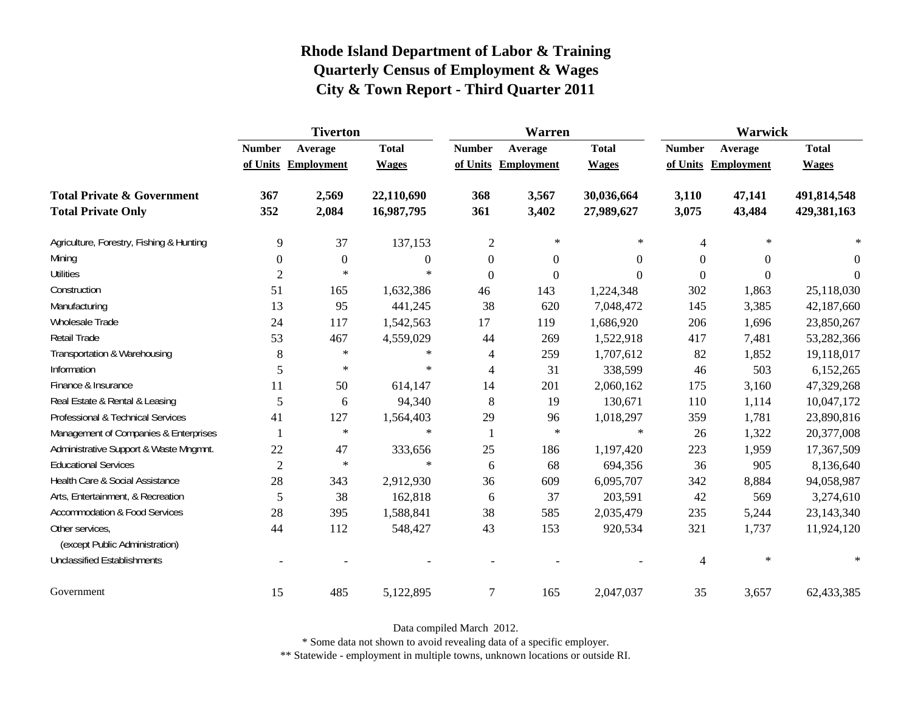# Rhode Island Department of Labor & Training
## Quarterly Census of Employment & Wages
## City & Town Report - Third Quarter 2011

| | Tiverton | | | Warren | | | Warwick | | |
|---|---|---|---|---|---|---|---|---|---|
| | Number of Units | Average Employment | Total Wages | Number of Units | Average Employment | Total Wages | Number of Units | Average Employment | Total Wages |
| **Total Private & Government** | **367** | **2,569** | **22,110,690** | **368** | **3,567** | **30,036,664** | **3,110** | **47,141** | **491,814,548** |
| **Total Private Only** | **352** | **2,084** | **16,987,795** | **361** | **3,402** | **27,989,627** | **3,075** | **43,484** | **429,381,163** |
| Agriculture, Forestry, Fishing & Hunting | 9 | 37 | 137,153 | 2 | * | * | 4 | * | * |
| Mining | 0 | 0 | 0 | 0 | 0 | 0 | 0 | 0 | 0 |
| Utilities | 2 | * | * | 0 | 0 | 0 | 0 | 0 | 0 |
| Construction | 51 | 165 | 1,632,386 | 46 | 143 | 1,224,348 | 302 | 1,863 | 25,118,030 |
| Manufacturing | 13 | 95 | 441,245 | 38 | 620 | 7,048,472 | 145 | 3,385 | 42,187,660 |
| Wholesale Trade | 24 | 117 | 1,542,563 | 17 | 119 | 1,686,920 | 206 | 1,696 | 23,850,267 |
| Retail Trade | 53 | 467 | 4,559,029 | 44 | 269 | 1,522,918 | 417 | 7,481 | 53,282,366 |
| Transportation & Warehousing | 8 | * | * | 4 | 259 | 1,707,612 | 82 | 1,852 | 19,118,017 |
| Information | 5 | * | * | 4 | 31 | 338,599 | 46 | 503 | 6,152,265 |
| Finance & Insurance | 11 | 50 | 614,147 | 14 | 201 | 2,060,162 | 175 | 3,160 | 47,329,268 |
| Real Estate & Rental & Leasing | 5 | 6 | 94,340 | 8 | 19 | 130,671 | 110 | 1,114 | 10,047,172 |
| Professional & Technical Services | 41 | 127 | 1,564,403 | 29 | 96 | 1,018,297 | 359 | 1,781 | 23,890,816 |
| Management of Companies & Enterprises | 1 | * | * | 1 | * | * | 26 | 1,322 | 20,377,008 |
| Administrative Support & Waste Mngmnt. | 22 | 47 | 333,656 | 25 | 186 | 1,197,420 | 223 | 1,959 | 17,367,509 |
| Educational Services | 2 | * | * | 6 | 68 | 694,356 | 36 | 905 | 8,136,640 |
| Health Care & Social Assistance | 28 | 343 | 2,912,930 | 36 | 609 | 6,095,707 | 342 | 8,884 | 94,058,987 |
| Arts, Entertainment, & Recreation | 5 | 38 | 162,818 | 6 | 37 | 203,591 | 42 | 569 | 3,274,610 |
| Accommodation & Food Services | 28 | 395 | 1,588,841 | 38 | 585 | 2,035,479 | 235 | 5,244 | 23,143,340 |
| Other services, (except Public Administration) | 44 | 112 | 548,427 | 43 | 153 | 920,534 | 321 | 1,737 | 11,924,120 |
| Unclassified Establishments | - | - | - | - | - | - | 4 | * | * |
| Government | 15 | 485 | 5,122,895 | 7 | 165 | 2,047,037 | 35 | 3,657 | 62,433,385 |

Data compiled March 2012.

* Some data not shown to avoid revealing data of a specific employer.

** Statewide - employment in multiple towns, unknown locations or outside RI.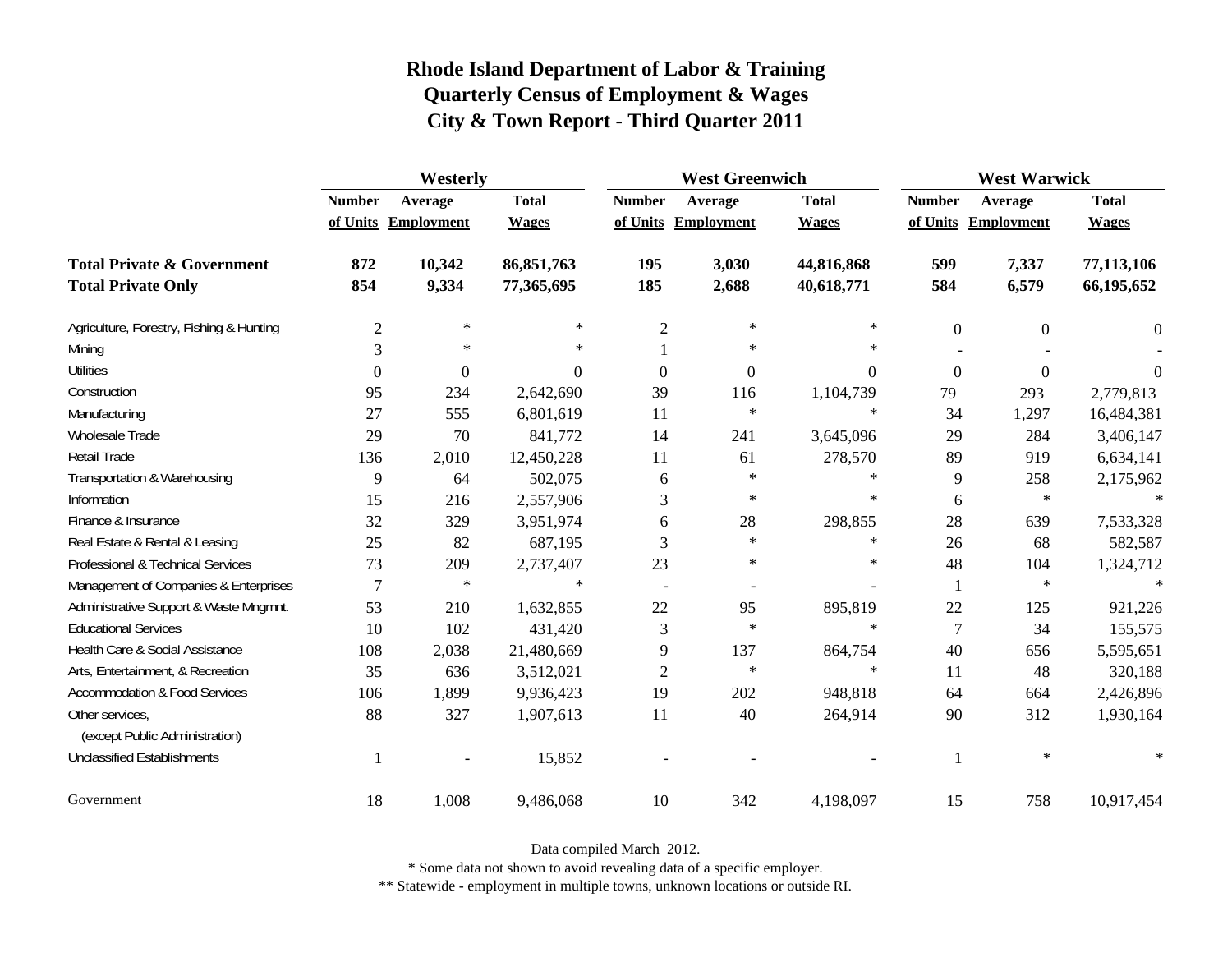# Rhode Island Department of Labor & Training
## Quarterly Census of Employment & Wages
## City & Town Report - Third Quarter 2011

| | Westerly | | | West Greenwich | | | West Warwick | | |
|---|---|---|---|---|---|---|---|---|---|
| | Number of Units | Average Employment | Total Wages | Number of Units | Average Employment | Total Wages | Number of Units | Average Employment | Total Wages |
| **Total Private & Government** | **872** | **10,342** | **86,851,763** | **195** | **3,030** | **44,816,868** | **599** | **7,337** | **77,113,106** |
| **Total Private Only** | **854** | **9,334** | **77,365,695** | **185** | **2,688** | **40,618,771** | **584** | **6,579** | **66,195,652** |
| Agriculture, Forestry, Fishing & Hunting | 2 | * | * | 2 | * | * | 0 | 0 | 0 |
| Mining | 3 | * | * | 1 | * | * | - | - | - |
| Utilities | 0 | 0 | 0 | 0 | 0 | 0 | 0 | 0 | 0 |
| Construction | 95 | 234 | 2,642,690 | 39 | 116 | 1,104,739 | 79 | 293 | 2,779,813 |
| Manufacturing | 27 | 555 | 6,801,619 | 11 | * | * | 34 | 1,297 | 16,484,381 |
| Wholesale Trade | 29 | 70 | 841,772 | 14 | 241 | 3,645,096 | 29 | 284 | 3,406,147 |
| Retail Trade | 136 | 2,010 | 12,450,228 | 11 | 61 | 278,570 | 89 | 919 | 6,634,141 |
| Transportation & Warehousing | 9 | 64 | 502,075 | 6 | * | * | 9 | 258 | 2,175,962 |
| Information | 15 | 216 | 2,557,906 | 3 | * | * | 6 | * | * |
| Finance & Insurance | 32 | 329 | 3,951,974 | 6 | 28 | 298,855 | 28 | 639 | 7,533,328 |
| Real Estate & Rental & Leasing | 25 | 82 | 687,195 | 3 | * | * | 26 | 68 | 582,587 |
| Professional & Technical Services | 73 | 209 | 2,737,407 | 23 | * | * | 48 | 104 | 1,324,712 |
| Management of Companies & Enterprises | 7 | * | * | - | - | - | 1 | * | * |
| Administrative Support & Waste Mngmnt. | 53 | 210 | 1,632,855 | 22 | 95 | 895,819 | 22 | 125 | 921,226 |
| Educational Services | 10 | 102 | 431,420 | 3 | * | * | 7 | 34 | 155,575 |
| Health Care & Social Assistance | 108 | 2,038 | 21,480,669 | 9 | 137 | 864,754 | 40 | 656 | 5,595,651 |
| Arts, Entertainment, & Recreation | 35 | 636 | 3,512,021 | 2 | * | * | 11 | 48 | 320,188 |
| Accommodation & Food Services | 106 | 1,899 | 9,936,423 | 19 | 202 | 948,818 | 64 | 664 | 2,426,896 |
| Other services, (except Public Administration) | 88 | 327 | 1,907,613 | 11 | 40 | 264,914 | 90 | 312 | 1,930,164 |
| Unclassified Establishments | 1 | - | 15,852 | - | - | - | 1 | * | * |
| Government | 18 | 1,008 | 9,486,068 | 10 | 342 | 4,198,097 | 15 | 758 | 10,917,454 |

Data compiled March 2012.

* Some data not shown to avoid revealing data of a specific employer.

** Statewide - employment in multiple towns, unknown locations or outside RI.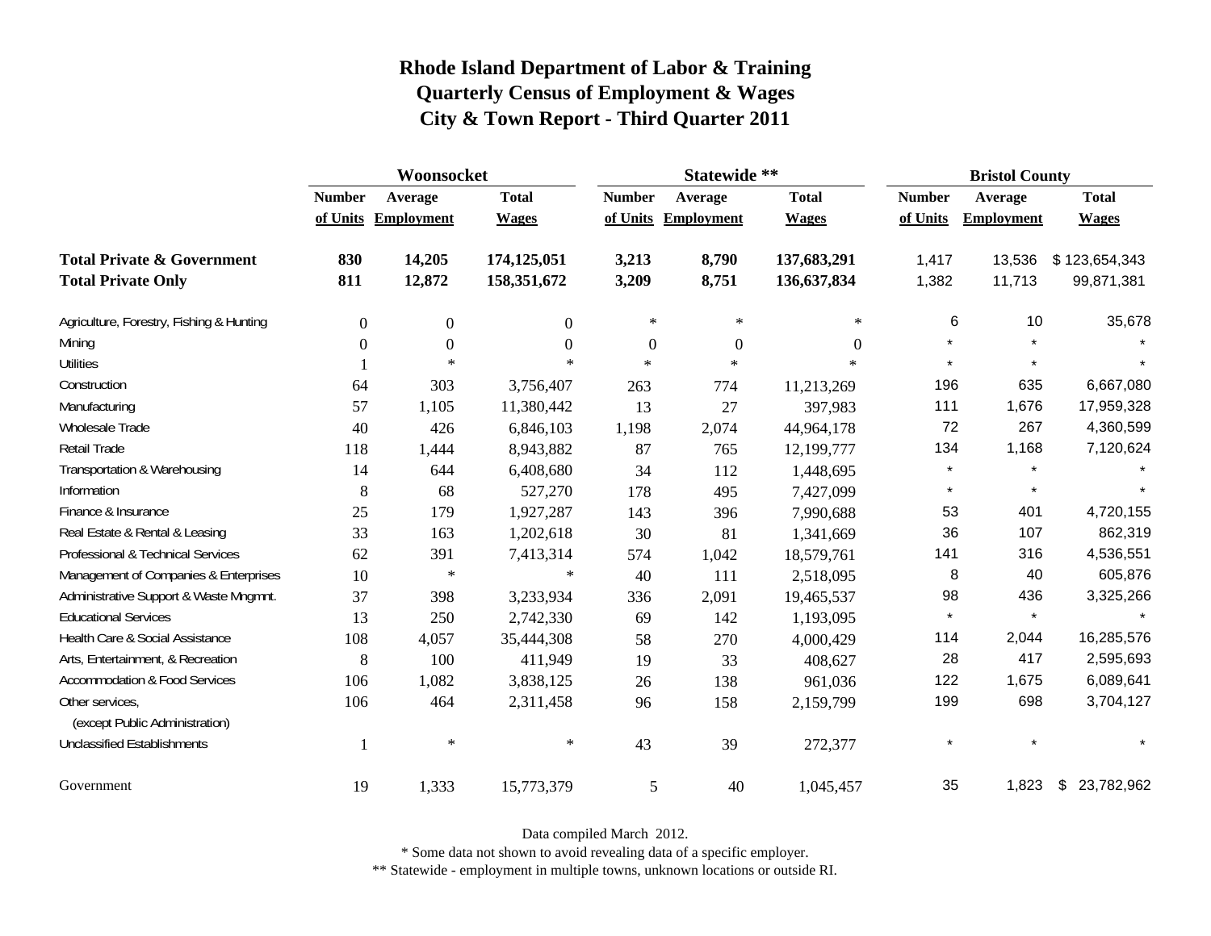# Rhode Island Department of Labor & Training
## Quarterly Census of Employment & Wages
## City & Town Report - Third Quarter 2011

| | Woonsocket | | | Statewide ** | | | Bristol County | | |
|---|---|---|---|---|---|---|---|---|---|
| | Number of Units | Average Employment | Total Wages | Number of Units | Average Employment | Total Wages | Number of Units | Average Employment | Total Wages |
| **Total Private & Government** | **830** | **14,205** | **174,125,051** | **3,213** | **8,790** | **137,683,291** | 1,417 | 13,536 | $ 123,654,343 |
| **Total Private Only** | **811** | **12,872** | **158,351,672** | **3,209** | **8,751** | **136,637,834** | 1,382 | 11,713 | 99,871,381 |
| Agriculture, Forestry, Fishing & Hunting | 0 | 0 | 0 | * | * | * | 6 | 10 | 35,678 |
| Mining | 0 | 0 | 0 | 0 | 0 | 0 | * | * | * |
| Utilities | 1 | * | * | * | * | * | * | * | * |
| Construction | 64 | 303 | 3,756,407 | 263 | 774 | 11,213,269 | 196 | 635 | 6,667,080 |
| Manufacturing | 57 | 1,105 | 11,380,442 | 13 | 27 | 397,983 | 111 | 1,676 | 17,959,328 |
| Wholesale Trade | 40 | 426 | 6,846,103 | 1,198 | 2,074 | 44,964,178 | 72 | 267 | 4,360,599 |
| Retail Trade | 118 | 1,444 | 8,943,882 | 87 | 765 | 12,199,777 | 134 | 1,168 | 7,120,624 |
| Transportation & Warehousing | 14 | 644 | 6,408,680 | 34 | 112 | 1,448,695 | * | * | * |
| Information | 8 | 68 | 527,270 | 178 | 495 | 7,427,099 | * | * | * |
| Finance & Insurance | 25 | 179 | 1,927,287 | 143 | 396 | 7,990,688 | 53 | 401 | 4,720,155 |
| Real Estate & Rental & Leasing | 33 | 163 | 1,202,618 | 30 | 81 | 1,341,669 | 36 | 107 | 862,319 |
| Professional & Technical Services | 62 | 391 | 7,413,314 | 574 | 1,042 | 18,579,761 | 141 | 316 | 4,536,551 |
| Management of Companies & Enterprises | 10 | * | * | 40 | 111 | 2,518,095 | 8 | 40 | 605,876 |
| Administrative Support & Waste Mngmnt. | 37 | 398 | 3,233,934 | 336 | 2,091 | 19,465,537 | 98 | 436 | 3,325,266 |
| Educational Services | 13 | 250 | 2,742,330 | 69 | 142 | 1,193,095 | * | * | * |
| Health Care & Social Assistance | 108 | 4,057 | 35,444,308 | 58 | 270 | 4,000,429 | 114 | 2,044 | 16,285,576 |
| Arts, Entertainment, & Recreation | 8 | 100 | 411,949 | 19 | 33 | 408,627 | 28 | 417 | 2,595,693 |
| Accommodation & Food Services | 106 | 1,082 | 3,838,125 | 26 | 138 | 961,036 | 122 | 1,675 | 6,089,641 |
| Other services, (except Public Administration) | 106 | 464 | 2,311,458 | 96 | 158 | 2,159,799 | 199 | 698 | 3,704,127 |
| Unclassified Establishments | 1 | * | * | 43 | 39 | 272,377 | * | * | * |
| Government | 19 | 1,333 | 15,773,379 | 5 | 40 | 1,045,457 | 35 | 1,823 | $ 23,782,962 |

Data compiled March 2012.

* Some data not shown to avoid revealing data of a specific employer.

** Statewide - employment in multiple towns, unknown locations or outside RI.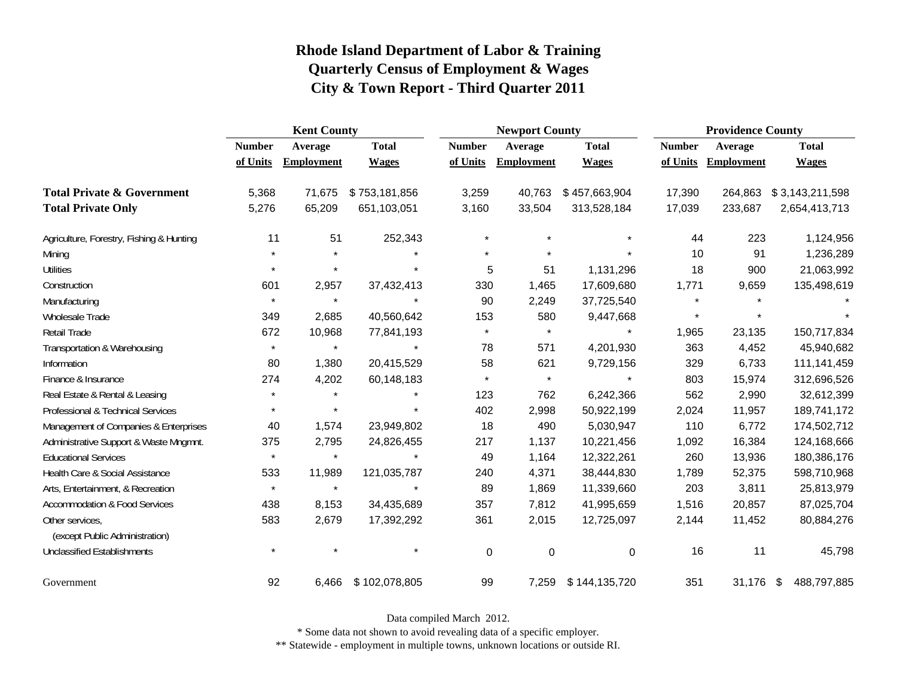# Rhode Island Department of Labor & Training
## Quarterly Census of Employment & Wages
## City & Town Report - Third Quarter 2011

| | Kent County | | | Newport County | | | Providence County | | |
|---|---|---|---|---|---|---|---|---|---|
| | Number of Units | Average Employment | Total Wages | Number of Units | Average Employment | Total Wages | Number of Units | Average Employment | Total Wages |
| **Total Private & Government** | 5,368 | 71,675 | $ 753,181,856 | 3,259 | 40,763 | $ 457,663,904 | 17,390 | 264,863 | $ 3,143,211,598 |
| **Total Private Only** | 5,276 | 65,209 | 651,103,051 | 3,160 | 33,504 | 313,528,184 | 17,039 | 233,687 | 2,654,413,713 |
| Agriculture, Forestry, Fishing & Hunting | 11 | 51 | 252,343 | * | * | * | 44 | 223 | 1,124,956 |
| Mining | * | * | * | * | * | * | 10 | 91 | 1,236,289 |
| Utilities | * | * | * | 5 | 51 | 1,131,296 | 18 | 900 | 21,063,992 |
| Construction | 601 | 2,957 | 37,432,413 | 330 | 1,465 | 17,609,680 | 1,771 | 9,659 | 135,498,619 |
| Manufacturing | * | * | * | 90 | 2,249 | 37,725,540 | * | * | * |
| Wholesale Trade | 349 | 2,685 | 40,560,642 | 153 | 580 | 9,447,668 | * | * | * |
| Retail Trade | 672 | 10,968 | 77,841,193 | * | * | * | 1,965 | 23,135 | 150,717,834 |
| Transportation & Warehousing | * | * | * | 78 | 571 | 4,201,930 | 363 | 4,452 | 45,940,682 |
| Information | 80 | 1,380 | 20,415,529 | 58 | 621 | 9,729,156 | 329 | 6,733 | 111,141,459 |
| Finance & Insurance | 274 | 4,202 | 60,148,183 | * | * | * | 803 | 15,974 | 312,696,526 |
| Real Estate & Rental & Leasing | * | * | * | 123 | 762 | 6,242,366 | 562 | 2,990 | 32,612,399 |
| Professional & Technical Services | * | * | * | 402 | 2,998 | 50,922,199 | 2,024 | 11,957 | 189,741,172 |
| Management of Companies & Enterprises | 40 | 1,574 | 23,949,802 | 18 | 490 | 5,030,947 | 110 | 6,772 | 174,502,712 |
| Administrative Support & Waste Mngmnt. | 375 | 2,795 | 24,826,455 | 217 | 1,137 | 10,221,456 | 1,092 | 16,384 | 124,168,666 |
| Educational Services | * | * | * | 49 | 1,164 | 12,322,261 | 260 | 13,936 | 180,386,176 |
| Health Care & Social Assistance | 533 | 11,989 | 121,035,787 | 240 | 4,371 | 38,444,830 | 1,789 | 52,375 | 598,710,968 |
| Arts, Entertainment, & Recreation | * | * | * | 89 | 1,869 | 11,339,660 | 203 | 3,811 | 25,813,979 |
| Accommodation & Food Services | 438 | 8,153 | 34,435,689 | 357 | 7,812 | 41,995,659 | 1,516 | 20,857 | 87,025,704 |
| Other services, (except Public Administration) | 583 | 2,679 | 17,392,292 | 361 | 2,015 | 12,725,097 | 2,144 | 11,452 | 80,884,276 |
| Unclassified Establishments | * | * | * | 0 | 0 | 0 | 16 | 11 | 45,798 |
| Government | 92 | 6,466 | $ 102,078,805 | 99 | 7,259 | $ 144,135,720 | 351 | 31,176 | $ 488,797,885 |

Data compiled March 2012.

* Some data not shown to avoid revealing data of a specific employer.

** Statewide - employment in multiple towns, unknown locations or outside RI.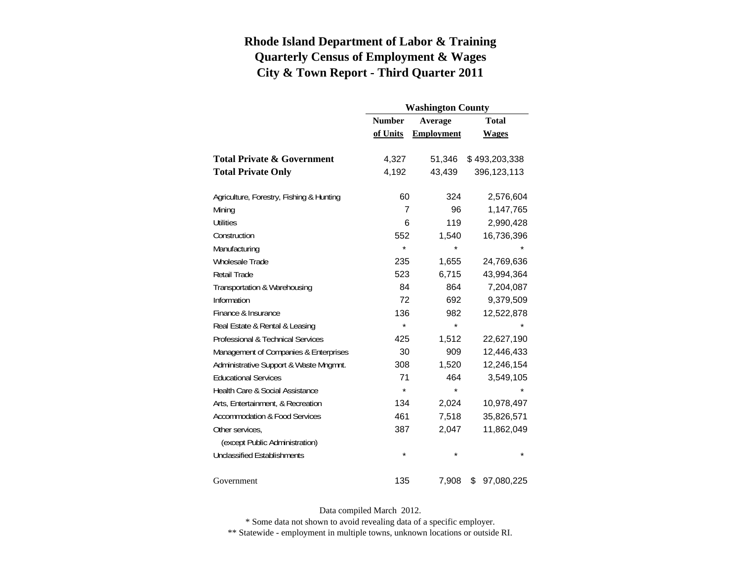# Rhode Island Department of Labor & Training
## Quarterly Census of Employment & Wages
## City & Town Report - Third Quarter 2011

| | Washington County | | |
|---|---|---|---|
| | Number of Units | Average Employment | Total Wages |
| **Total Private & Government** | 4,327 | 51,346 | $ 493,203,338 |
| **Total Private Only** | 4,192 | 43,439 | 396,123,113 |
| Agriculture, Forestry, Fishing & Hunting | 60 | 324 | 2,576,604 |
| Mining | 7 | 96 | 1,147,765 |
| Utilities | 6 | 119 | 2,990,428 |
| Construction | 552 | 1,540 | 16,736,396 |
| Manufacturing | * | * | * |
| Wholesale Trade | 235 | 1,655 | 24,769,636 |
| Retail Trade | 523 | 6,715 | 43,994,364 |
| Transportation & Warehousing | 84 | 864 | 7,204,087 |
| Information | 72 | 692 | 9,379,509 |
| Finance & Insurance | 136 | 982 | 12,522,878 |
| Real Estate & Rental & Leasing | * | * | * |
| Professional & Technical Services | 425 | 1,512 | 22,627,190 |
| Management of Companies & Enterprises | 30 | 909 | 12,446,433 |
| Administrative Support & Waste Mngmnt. | 308 | 1,520 | 12,246,154 |
| Educational Services | 71 | 464 | 3,549,105 |
| Health Care & Social Assistance | * | * | * |
| Arts, Entertainment, & Recreation | 134 | 2,024 | 10,978,497 |
| Accommodation & Food Services | 461 | 7,518 | 35,826,571 |
| Other services, (except Public Administration) | 387 | 2,047 | 11,862,049 |
| Unclassified Establishments | * | * | * |
| Government | 135 | 7,908 | $ 97,080,225 |

Data compiled March 2012.

* Some data not shown to avoid revealing data of a specific employer.

** Statewide - employment in multiple towns, unknown locations or outside RI.